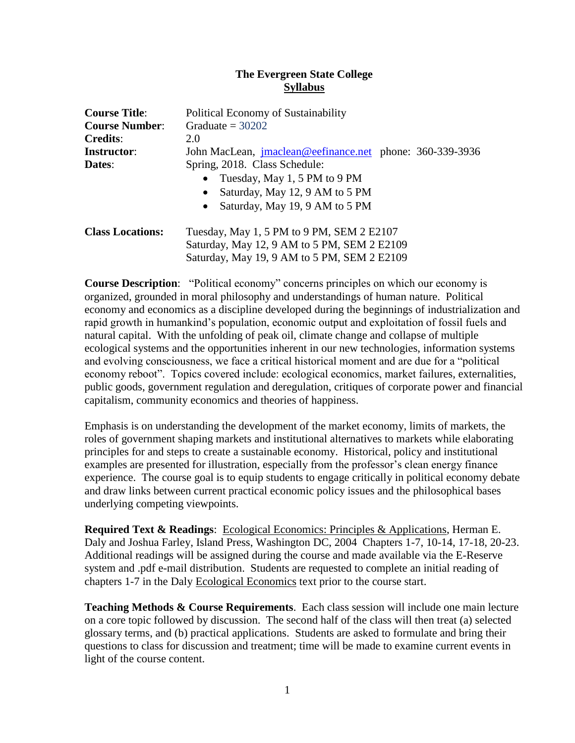**The Evergreen State College**
**Syllabus**

**Course Title**: Political Economy of Sustainability
**Course Number**: Graduate = 30202
**Credits**: 2.0
**Instructor**: John MacLean, jmaclean@eefinance.net phone: 360-339-3936
**Dates**: Spring, 2018. Class Schedule:

- Tuesday, May 1, 5 PM to 9 PM
- Saturday, May 12, 9 AM to 5 PM
- Saturday, May 19, 9 AM to 5 PM

**Class Locations:**
Tuesday, May 1, 5 PM to 9 PM, SEM 2 E2107
Saturday, May 12, 9 AM to 5 PM, SEM 2 E2109
Saturday, May 19, 9 AM to 5 PM, SEM 2 E2109

**Course Description**: "Political economy" concerns principles on which our economy is organized, grounded in moral philosophy and understandings of human nature. Political economy and economics as a discipline developed during the beginnings of industrialization and rapid growth in humankind's population, economic output and exploitation of fossil fuels and natural capital. With the unfolding of peak oil, climate change and collapse of multiple ecological systems and the opportunities inherent in our new technologies, information systems and evolving consciousness, we face a critical historical moment and are due for a "political economy reboot". Topics covered include: ecological economics, market failures, externalities, public goods, government regulation and deregulation, critiques of corporate power and financial capitalism, community economics and theories of happiness.

Emphasis is on understanding the development of the market economy, limits of markets, the roles of government shaping markets and institutional alternatives to markets while elaborating principles for and steps to create a sustainable economy. Historical, policy and institutional examples are presented for illustration, especially from the professor's clean energy finance experience. The course goal is to equip students to engage critically in political economy debate and draw links between current practical economic policy issues and the philosophical bases underlying competing viewpoints.

**Required Text & Readings**: Ecological Economics: Principles & Applications, Herman E. Daly and Joshua Farley, Island Press, Washington DC, 2004 Chapters 1-7, 10-14, 17-18, 20-23. Additional readings will be assigned during the course and made available via the E-Reserve system and .pdf e-mail distribution. Students are requested to complete an initial reading of chapters 1-7 in the Daly Ecological Economics text prior to the course start.

**Teaching Methods & Course Requirements**. Each class session will include one main lecture on a core topic followed by discussion. The second half of the class will then treat (a) selected glossary terms, and (b) practical applications. Students are asked to formulate and bring their questions to class for discussion and treatment; time will be made to examine current events in light of the course content.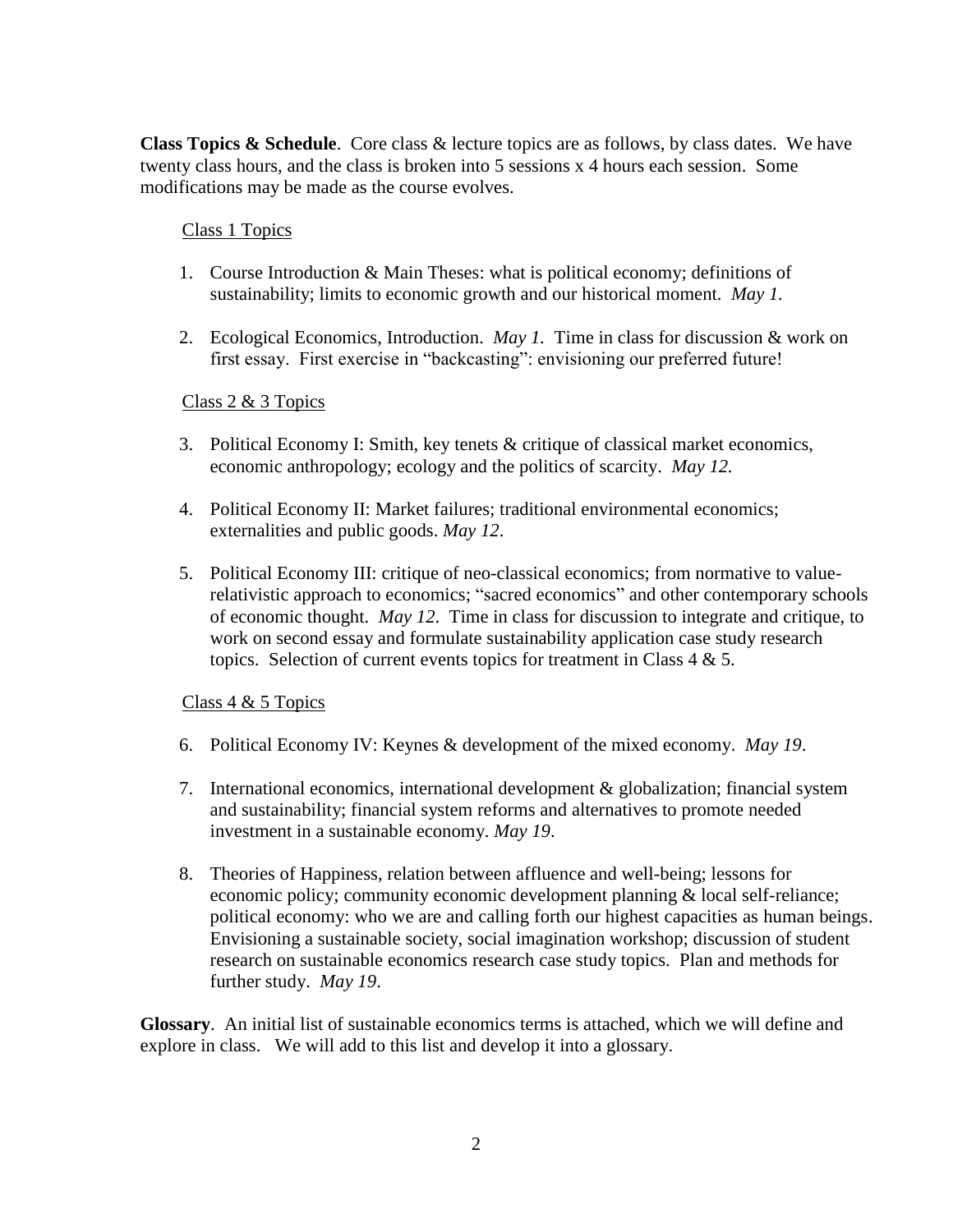**Class Topics & Schedule**. Core class & lecture topics are as follows, by class dates. We have twenty class hours, and the class is broken into 5 sessions x 4 hours each session. Some modifications may be made as the course evolves.

Class 1 Topics

1. Course Introduction & Main Theses: what is political economy; definitions of sustainability; limits to economic growth and our historical moment. *May 1.*

2. Ecological Economics, Introduction. *May 1.* Time in class for discussion & work on first essay. First exercise in "backcasting": envisioning our preferred future!

Class 2 & 3 Topics

3. Political Economy I: Smith, key tenets & critique of classical market economics, economic anthropology; ecology and the politics of scarcity. *May 12.*

4. Political Economy II: Market failures; traditional environmental economics; externalities and public goods. *May 12*.

5. Political Economy III: critique of neo-classical economics; from normative to value-relativistic approach to economics; "sacred economics" and other contemporary schools of economic thought. *May 12*. Time in class for discussion to integrate and critique, to work on second essay and formulate sustainability application case study research topics. Selection of current events topics for treatment in Class 4 & 5.

Class 4 & 5 Topics

6. Political Economy IV: Keynes & development of the mixed economy. *May 19*.

7. International economics, international development & globalization; financial system and sustainability; financial system reforms and alternatives to promote needed investment in a sustainable economy. *May 19*.

8. Theories of Happiness, relation between affluence and well-being; lessons for economic policy; community economic development planning & local self-reliance; political economy: who we are and calling forth our highest capacities as human beings. Envisioning a sustainable society, social imagination workshop; discussion of student research on sustainable economics research case study topics. Plan and methods for further study. *May 19*.

**Glossary**. An initial list of sustainable economics terms is attached, which we will define and explore in class. We will add to this list and develop it into a glossary.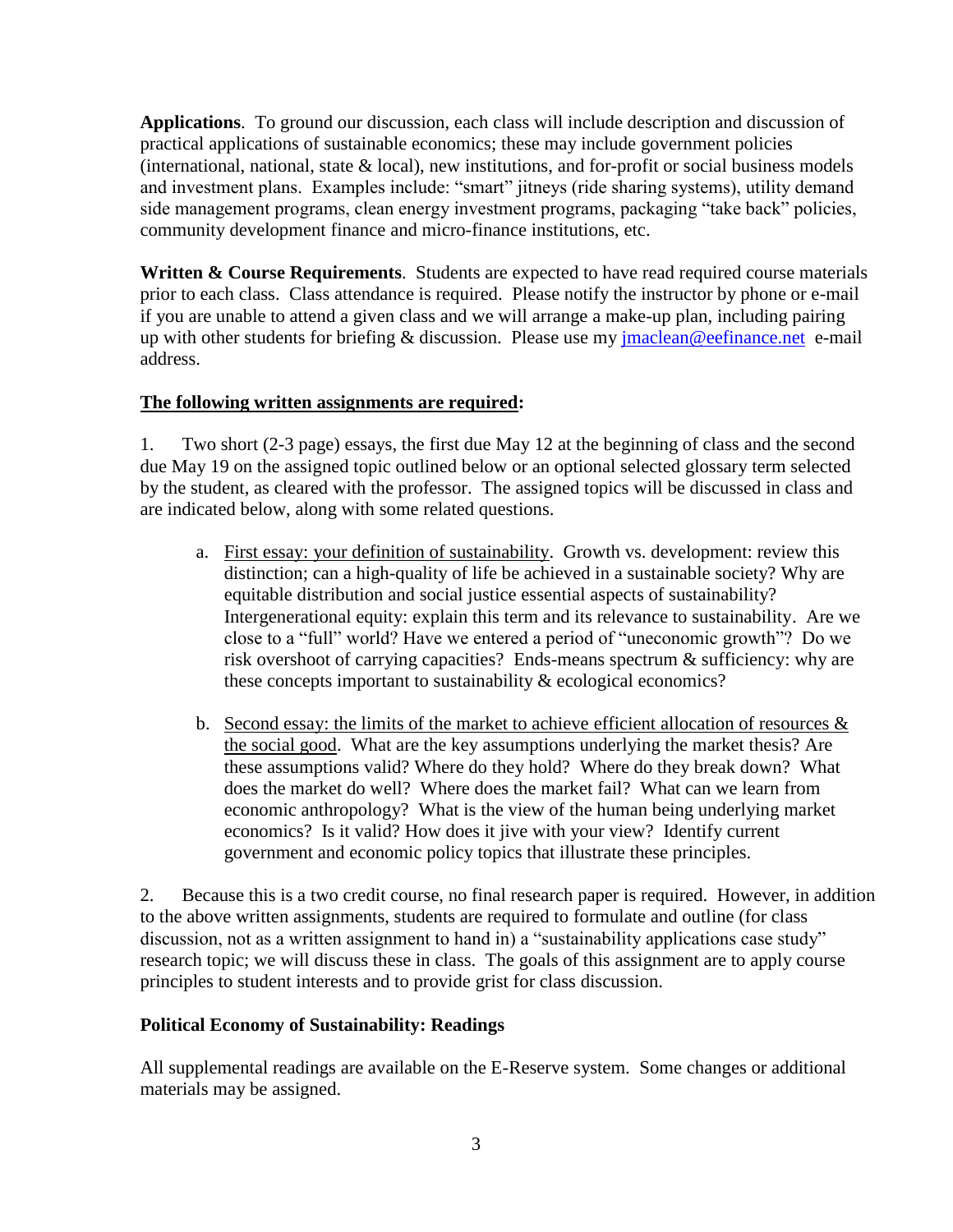**Applications**. To ground our discussion, each class will include description and discussion of practical applications of sustainable economics; these may include government policies (international, national, state & local), new institutions, and for-profit or social business models and investment plans. Examples include: "smart" jitneys (ride sharing systems), utility demand side management programs, clean energy investment programs, packaging "take back" policies, community development finance and micro-finance institutions, etc.

**Written & Course Requirements**. Students are expected to have read required course materials prior to each class. Class attendance is required. Please notify the instructor by phone or e-mail if you are unable to attend a given class and we will arrange a make-up plan, including pairing up with other students for briefing & discussion. Please use my jmaclean@eefinance.net e-mail address.

**The following written assignments are required:**

1. Two short (2-3 page) essays, the first due May 12 at the beginning of class and the second due May 19 on the assigned topic outlined below or an optional selected glossary term selected by the student, as cleared with the professor. The assigned topics will be discussed in class and are indicated below, along with some related questions.

    a. First essay: your definition of sustainability. Growth vs. development: review this distinction; can a high-quality of life be achieved in a sustainable society? Why are equitable distribution and social justice essential aspects of sustainability? Intergenerational equity: explain this term and its relevance to sustainability. Are we close to a "full" world? Have we entered a period of "uneconomic growth"? Do we risk overshoot of carrying capacities? Ends-means spectrum & sufficiency: why are these concepts important to sustainability & ecological economics?

    b. Second essay: the limits of the market to achieve efficient allocation of resources & the social good. What are the key assumptions underlying the market thesis? Are these assumptions valid? Where do they hold? Where do they break down? What does the market do well? Where does the market fail? What can we learn from economic anthropology? What is the view of the human being underlying market economics? Is it valid? How does it jive with your view? Identify current government and economic policy topics that illustrate these principles.

2. Because this is a two credit course, no final research paper is required. However, in addition to the above written assignments, students are required to formulate and outline (for class discussion, not as a written assignment to hand in) a "sustainability applications case study" research topic; we will discuss these in class. The goals of this assignment are to apply course principles to student interests and to provide grist for class discussion.

## Political Economy of Sustainability: Readings

All supplemental readings are available on the E-Reserve system. Some changes or additional materials may be assigned.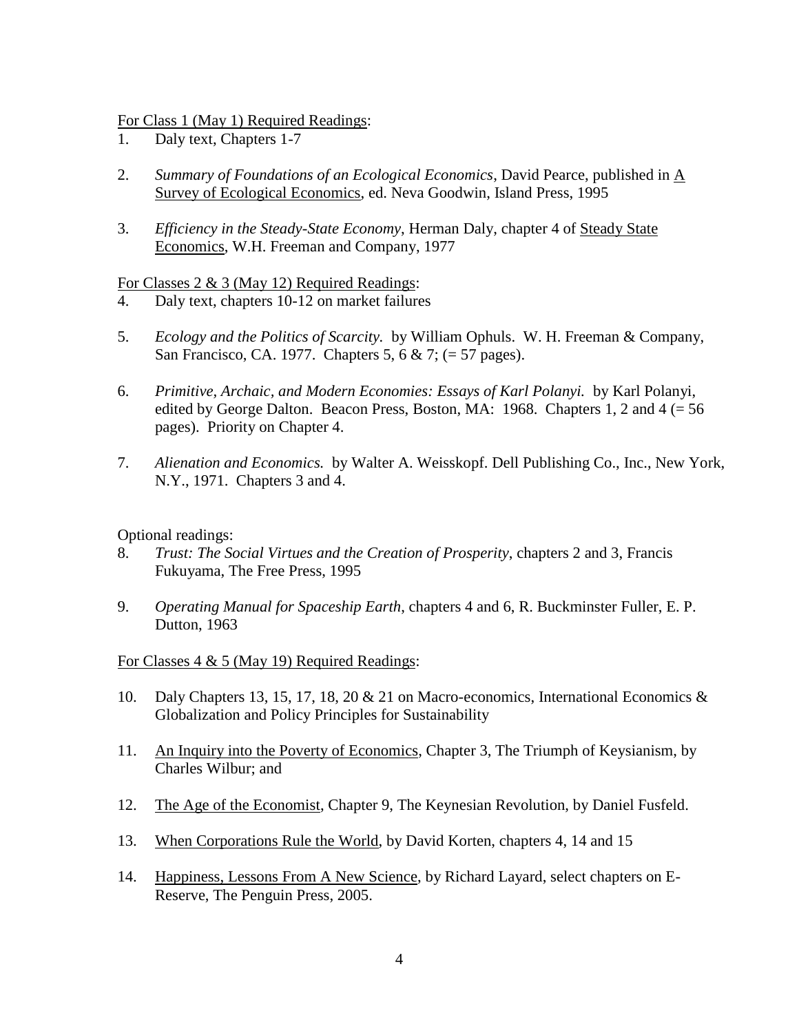<u>For Class 1 (May 1) Required Readings</u>:

1. Daly text, Chapters 1-7

2. *Summary of Foundations of an Ecological Economics*, David Pearce, published in <u>A Survey of Ecological Economics</u>, ed. Neva Goodwin, Island Press, 1995

3. *Efficiency in the Steady-State Economy*, Herman Daly, chapter 4 of <u>Steady State Economics</u>, W.H. Freeman and Company, 1977

<u>For Classes 2 & 3 (May 12) Required Readings</u>:

4. Daly text, chapters 10-12 on market failures

5. *Ecology and the Politics of Scarcity.* by William Ophuls. W. H. Freeman & Company, San Francisco, CA. 1977. Chapters 5, 6 & 7; (= 57 pages).

6. *Primitive, Archaic, and Modern Economies: Essays of Karl Polanyi.* by Karl Polanyi, edited by George Dalton. Beacon Press, Boston, MA: 1968. Chapters 1, 2 and 4 (= 56 pages). Priority on Chapter 4.

7. *Alienation and Economics.* by Walter A. Weisskopf. Dell Publishing Co., Inc., New York, N.Y., 1971. Chapters 3 and 4.

Optional readings:

8. *Trust: The Social Virtues and the Creation of Prosperity*, chapters 2 and 3, Francis Fukuyama, The Free Press, 1995

9. *Operating Manual for Spaceship Earth*, chapters 4 and 6, R. Buckminster Fuller, E. P. Dutton, 1963

<u>For Classes 4 & 5 (May 19) Required Readings</u>:

10. Daly Chapters 13, 15, 17, 18, 20 & 21 on Macro-economics, International Economics & Globalization and Policy Principles for Sustainability

11. <u>An Inquiry into the Poverty of Economics</u>, Chapter 3, The Triumph of Keysianism, by Charles Wilbur; and

12. <u>The Age of the Economist</u>, Chapter 9, The Keynesian Revolution, by Daniel Fusfeld.

13. <u>When Corporations Rule the World</u>, by David Korten, chapters 4, 14 and 15

14. <u>Happiness, Lessons From A New Science</u>, by Richard Layard, select chapters on E-Reserve, The Penguin Press, 2005.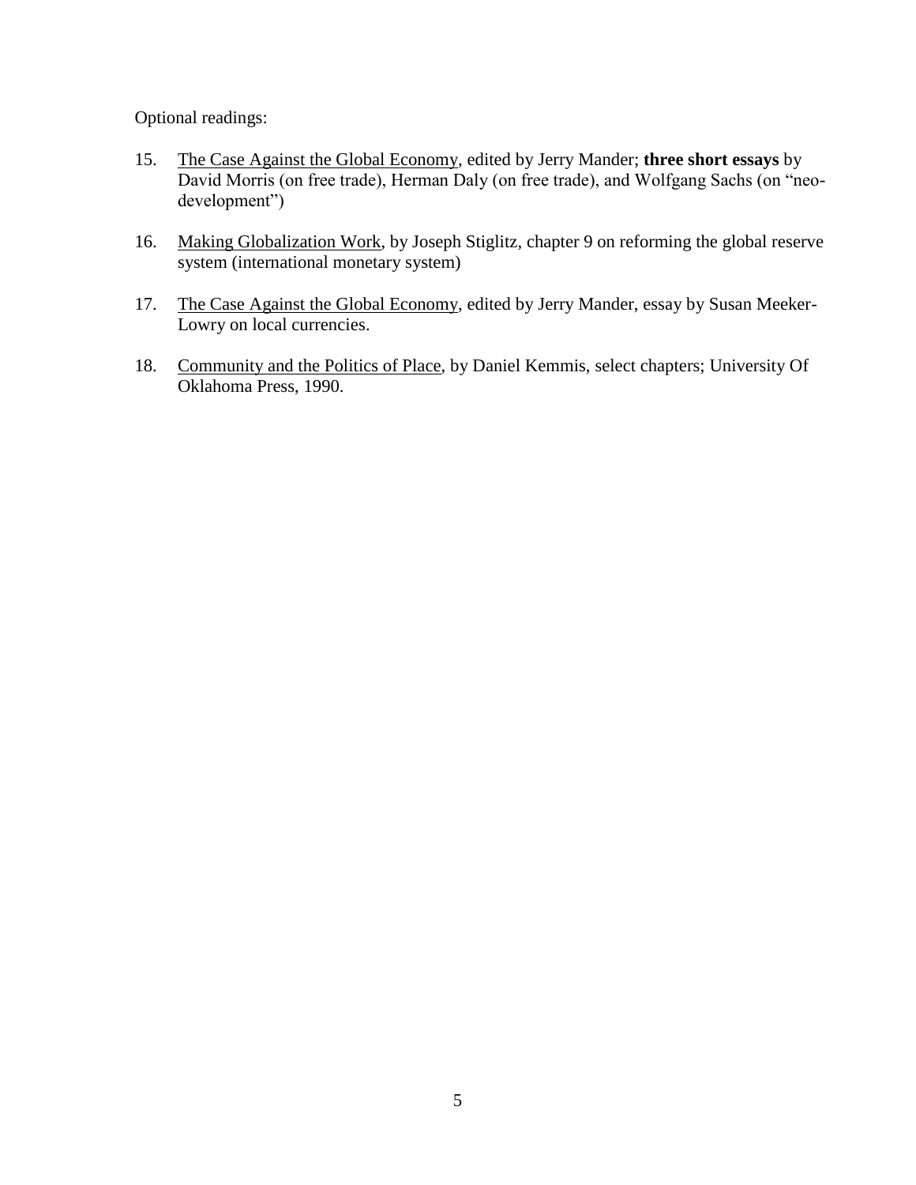Optional readings:

15. The Case Against the Global Economy, edited by Jerry Mander; **three short essays** by David Morris (on free trade), Herman Daly (on free trade), and Wolfgang Sachs (on "neo-development")

16. Making Globalization Work, by Joseph Stiglitz, chapter 9 on reforming the global reserve system (international monetary system)

17. The Case Against the Global Economy, edited by Jerry Mander, essay by Susan Meeker-Lowry on local currencies.

18. Community and the Politics of Place, by Daniel Kemmis, select chapters; University Of Oklahoma Press, 1990.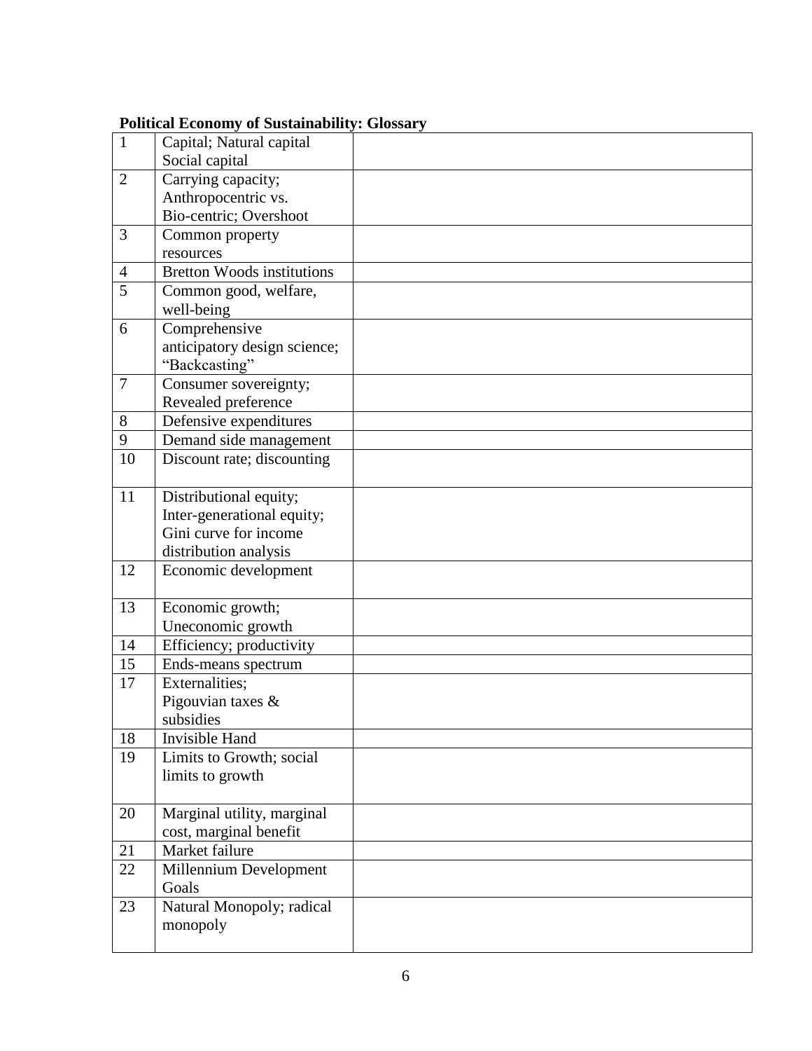**Political Economy of Sustainability: Glossary**

| | | |
|---|---|---|
| 1 | Capital; Natural capital Social capital | |
| 2 | Carrying capacity; Anthropocentric vs. Bio-centric; Overshoot | |
| 3 | Common property resources | |
| 4 | Bretton Woods institutions | |
| 5 | Common good, welfare, well-being | |
| 6 | Comprehensive anticipatory design science; "Backcasting" | |
| 7 | Consumer sovereignty; Revealed preference | |
| 8 | Defensive expenditures | |
| 9 | Demand side management | |
| 10 | Discount rate; discounting | |
| 11 | Distributional equity; Inter-generational equity; Gini curve for income distribution analysis | |
| 12 | Economic development | |
| 13 | Economic growth; Uneconomic growth | |
| 14 | Efficiency; productivity | |
| 15 | Ends-means spectrum | |
| 17 | Externalities; Pigouvian taxes & subsidies | |
| 18 | Invisible Hand | |
| 19 | Limits to Growth; social limits to growth | |
| 20 | Marginal utility, marginal cost, marginal benefit | |
| 21 | Market failure | |
| 22 | Millennium Development Goals | |
| 23 | Natural Monopoly; radical monopoly | |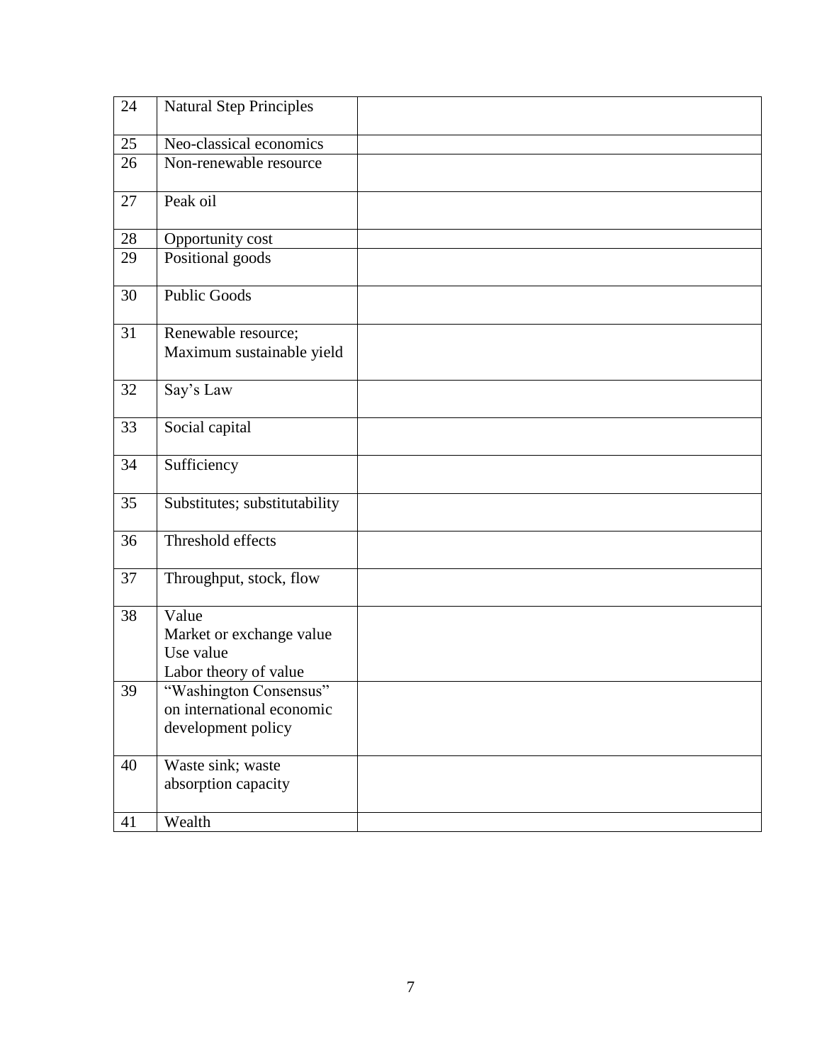| | | |
|---|---|---|
| 24 | Natural Step Principles | |
| 25 | Neo-classical economics | |
| 26 | Non-renewable resource | |
| 27 | Peak oil | |
| 28 | Opportunity cost | |
| 29 | Positional goods | |
| 30 | Public Goods | |
| 31 | Renewable resource; Maximum sustainable yield | |
| 32 | Say's Law | |
| 33 | Social capital | |
| 34 | Sufficiency | |
| 35 | Substitutes; substitutability | |
| 36 | Threshold effects | |
| 37 | Throughput, stock, flow | |
| 38 | Value<br>Market or exchange value<br>Use value<br>Labor theory of value | |
| 39 | "Washington Consensus" on international economic development policy | |
| 40 | Waste sink; waste absorption capacity | |
| 41 | Wealth | |